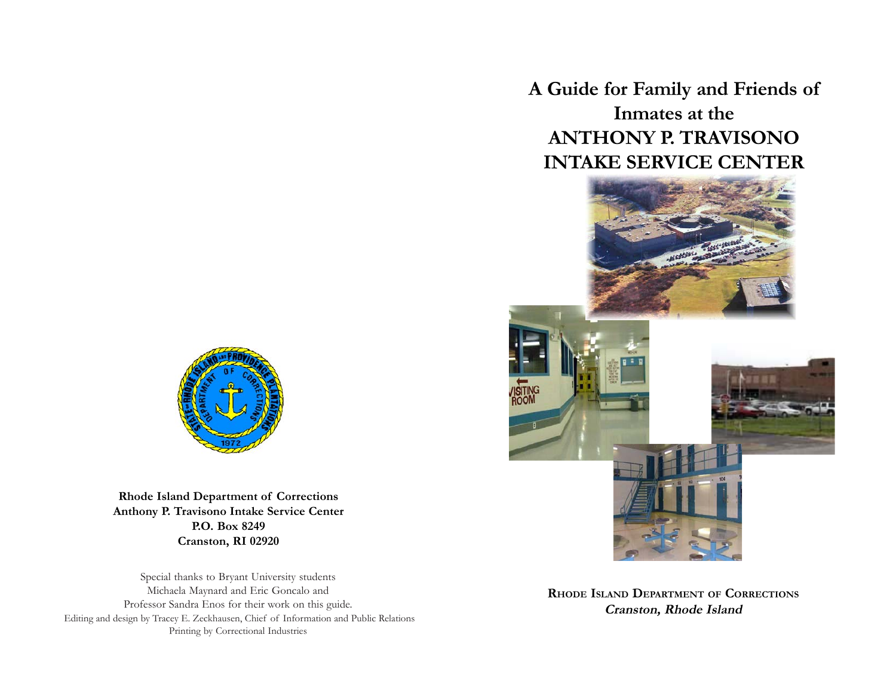# A Guide for Family and Friends of Inmates at the ANTHONY P. TRAVISONO INTAKE SERVICE CENTER

**RHODE ISLAND DEPARTMENT OF CORRECTIONS**
***Cranston, Rhode Island***

**Rhode Island Department of Corrections**
**Anthony P. Travisono Intake Service Center**
**P.O. Box 8249**
**Cranston, RI 02920**

Special thanks to Bryant University students
Michaela Maynard and Eric Goncalo and
Professor Sandra Enos for their work on this guide.
Editing and design by Tracey E. Zeckhausen, Chief of Information and Public Relations
Printing by Correctional Industries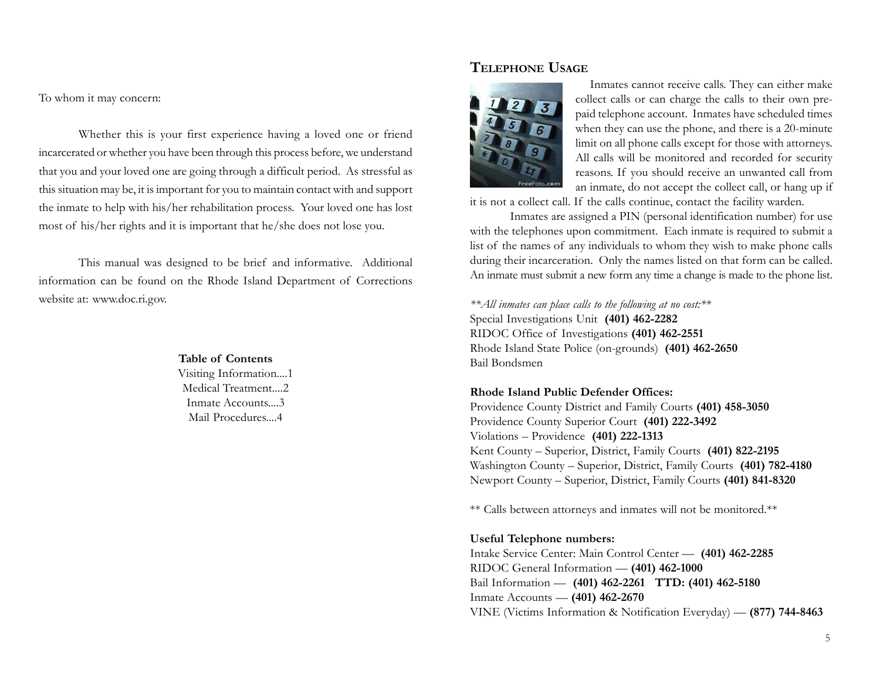To whom it may concern:

Whether this is your first experience having a loved one or friend incarcerated or whether you have been through this process before, we understand that you and your loved one are going through a difficult period. As stressful as this situation may be, it is important for you to maintain contact with and support the inmate to help with his/her rehabilitation process. Your loved one has lost most of his/her rights and it is important that he/she does not lose you.

This manual was designed to be brief and informative. Additional information can be found on the Rhode Island Department of Corrections website at: www.doc.ri.gov.

**Table of Contents**

Visiting Information....1
Medical Treatment....2
Inmate Accounts....3
Mail Procedures....4

## Telephone Usage

Inmates cannot receive calls. They can either make collect calls or can charge the calls to their own pre-paid telephone account. Inmates have scheduled times when they can use the phone, and there is a 20-minute limit on all phone calls except for those with attorneys. All calls will be monitored and recorded for security reasons. If you should receive an unwanted call from an inmate, do not accept the collect call, or hang up if it is not a collect call. If the calls continue, contact the facility warden.

Inmates are assigned a PIN (personal identification number) for use with the telephones upon commitment. Each inmate is required to submit a list of the names of any individuals to whom they wish to make phone calls during their incarceration. Only the names listed on that form can be called. An inmate must submit a new form any time a change is made to the phone list.

*\*\*All inmates can place calls to the following at no cost:\*\**

Special Investigations Unit **(401) 462-2282**
RIDOC Office of Investigations **(401) 462-2551**
Rhode Island State Police (on-grounds) **(401) 462-2650**
Bail Bondsmen

**Rhode Island Public Defender Offices:**

Providence County District and Family Courts **(401) 458-3050**
Providence County Superior Court **(401) 222-3492**
Violations – Providence **(401) 222-1313**
Kent County – Superior, District, Family Courts **(401) 822-2195**
Washington County – Superior, District, Family Courts **(401) 782-4180**
Newport County – Superior, District, Family Courts **(401) 841-8320**

\*\* Calls between attorneys and inmates will not be monitored.\*\*

**Useful Telephone numbers:**

Intake Service Center: Main Control Center — **(401) 462-2285**
RIDOC General Information — **(401) 462-1000**
Bail Information — **(401) 462-2261 TTD: (401) 462-5180**
Inmate Accounts — **(401) 462-2670**
VINE (Victims Information & Notification Everyday) — **(877) 744-8463**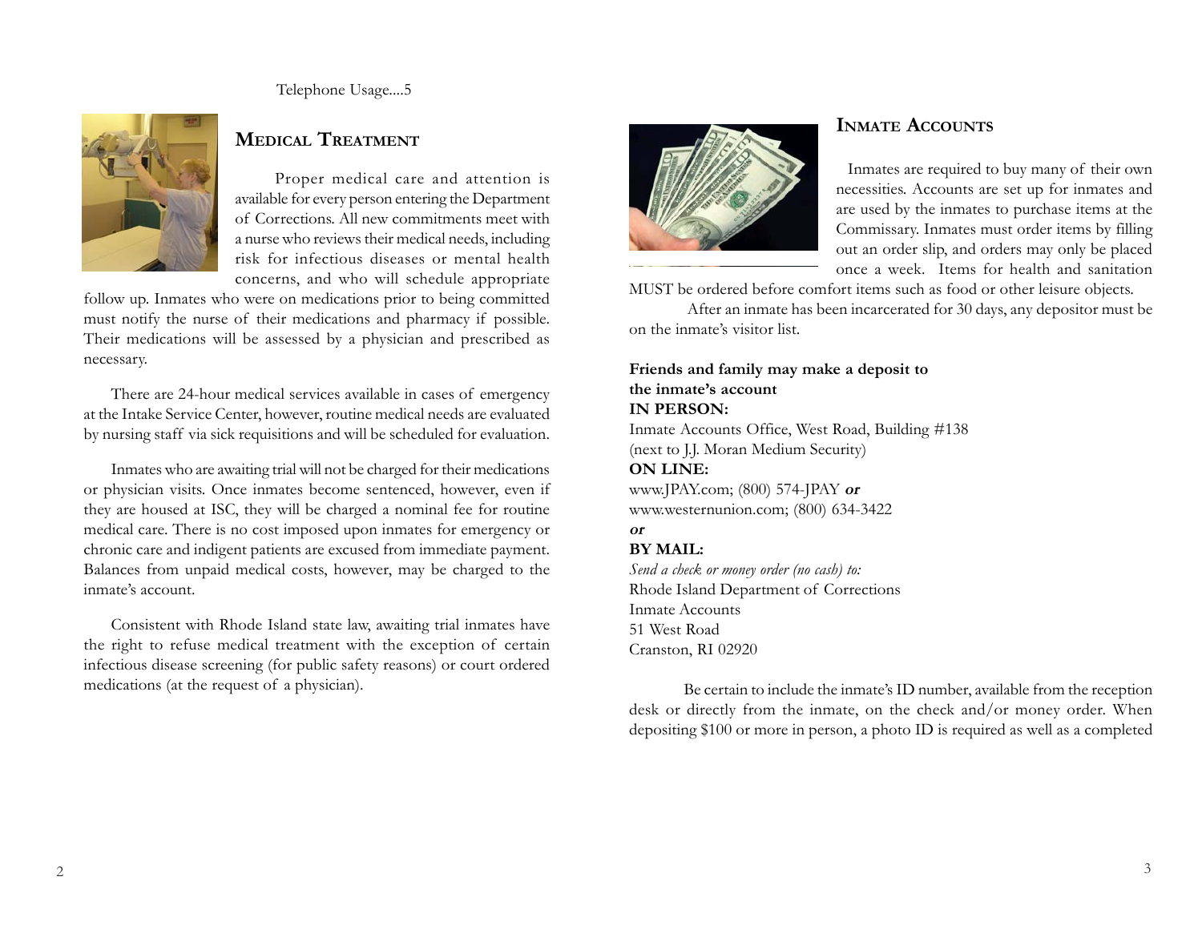Telephone Usage....5

## Medical Treatment

Proper medical care and attention is available for every person entering the Department of Corrections. All new commitments meet with a nurse who reviews their medical needs, including risk for infectious diseases or mental health concerns, and who will schedule appropriate follow up. Inmates who were on medications prior to being committed must notify the nurse of their medications and pharmacy if possible. Their medications will be assessed by a physician and prescribed as necessary.

There are 24-hour medical services available in cases of emergency at the Intake Service Center, however, routine medical needs are evaluated by nursing staff via sick requisitions and will be scheduled for evaluation.

Inmates who are awaiting trial will not be charged for their medications or physician visits. Once inmates become sentenced, however, even if they are housed at ISC, they will be charged a nominal fee for routine medical care. There is no cost imposed upon inmates for emergency or chronic care and indigent patients are excused from immediate payment. Balances from unpaid medical costs, however, may be charged to the inmate's account.

Consistent with Rhode Island state law, awaiting trial inmates have the right to refuse medical treatment with the exception of certain infectious disease screening (for public safety reasons) or court ordered medications (at the request of a physician).

## Inmate Accounts

Inmates are required to buy many of their own necessities. Accounts are set up for inmates and are used by the inmates to purchase items at the Commissary. Inmates must order items by filling out an order slip, and orders may only be placed once a week. Items for health and sanitation MUST be ordered before comfort items such as food or other leisure objects.

After an inmate has been incarcerated for 30 days, any depositor must be on the inmate's visitor list.

**Friends and family may make a deposit to the inmate's account**

**IN PERSON:**
Inmate Accounts Office, West Road, Building #138
(next to J.J. Moran Medium Security)

**ON LINE:**
www.JPAY.com; (800) 574-JPAY ***or***
www.westernunion.com; (800) 634-3422

***or***

**BY MAIL:**
*Send a check or money order (no cash) to:*
Rhode Island Department of Corrections
Inmate Accounts
51 West Road
Cranston, RI 02920

Be certain to include the inmate's ID number, available from the reception desk or directly from the inmate, on the check and/or money order. When depositing $100 or more in person, a photo ID is required as well as a completed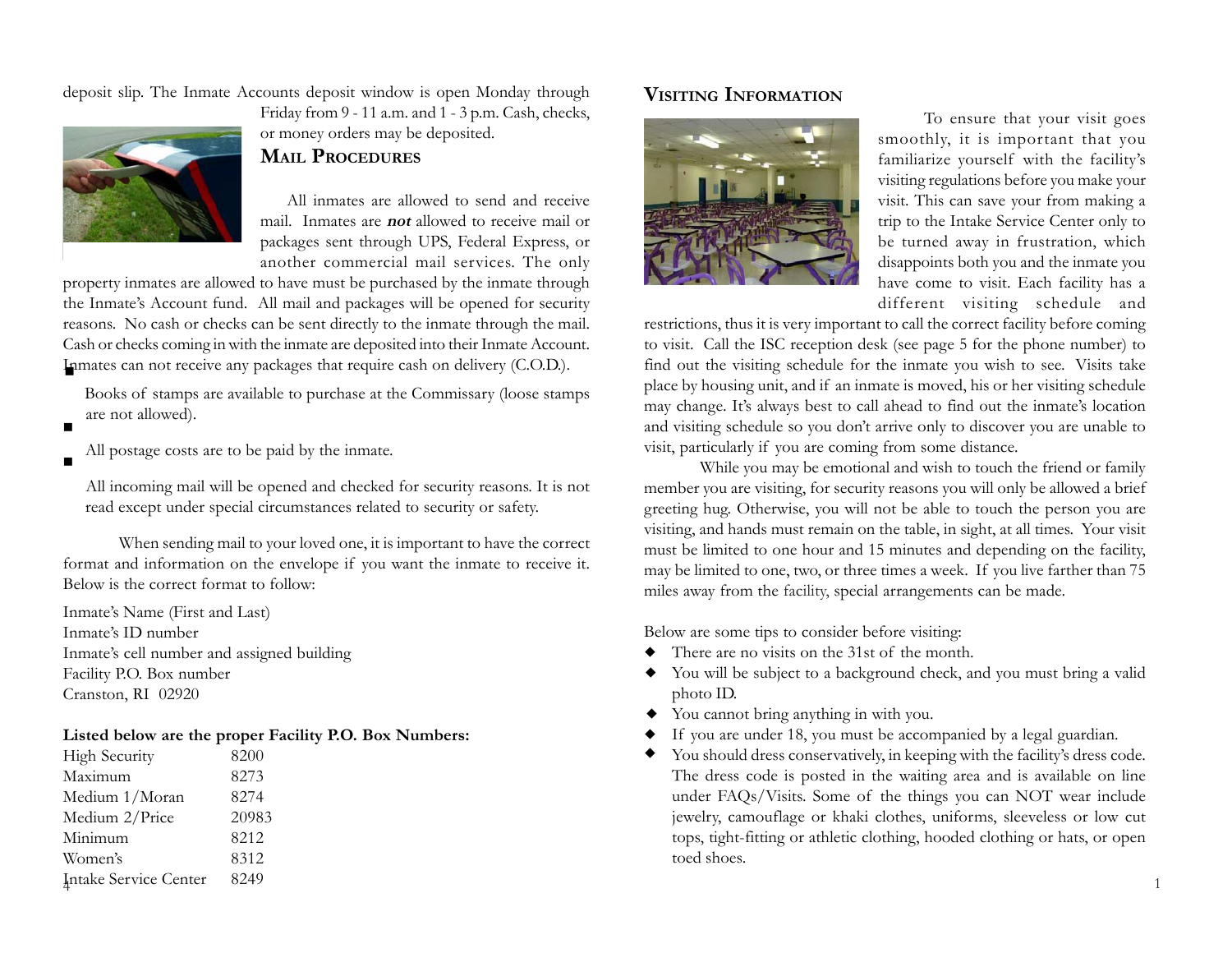deposit slip. The Inmate Accounts deposit window is open Monday through Friday from 9 - 11 a.m. and 1 - 3 p.m. Cash, checks, or money orders may be deposited.

## Mail Procedures

All inmates are allowed to send and receive mail. Inmates are ***not*** allowed to receive mail or packages sent through UPS, Federal Express, or another commercial mail services. The only property inmates are allowed to have must be purchased by the inmate through the Inmate's Account fund. All mail and packages will be opened for security reasons. No cash or checks can be sent directly to the inmate through the mail. Cash or checks coming in with the inmate are deposited into their Inmate Account. Inmates can not receive any packages that require cash on delivery (C.O.D.).

- Books of stamps are available to purchase at the Commissary (loose stamps are not allowed).
- All postage costs are to be paid by the inmate.
- All incoming mail will be opened and checked for security reasons. It is not read except under special circumstances related to security or safety.

When sending mail to your loved one, it is important to have the correct format and information on the envelope if you want the inmate to receive it. Below is the correct format to follow:

Inmate's Name (First and Last)
Inmate's ID number
Inmate's cell number and assigned building
Facility P.O. Box number
Cranston, RI 02920

**Listed below are the proper Facility P.O. Box Numbers:**

| | |
|---|---|
| High Security | 8200 |
| Maximum | 8273 |
| Medium 1/Moran | 8274 |
| Medium 2/Price | 20983 |
| Minimum | 8212 |
| Women's | 8312 |
| Intake Service Center | 8249 |

## Visiting Information

To ensure that your visit goes smoothly, it is important that you familiarize yourself with the facility's visiting regulations before you make your visit. This can save your from making a trip to the Intake Service Center only to be turned away in frustration, which disappoints both you and the inmate you have come to visit. Each facility has a different visiting schedule and restrictions, thus it is very important to call the correct facility before coming to visit. Call the ISC reception desk (see page 5 for the phone number) to find out the visiting schedule for the inmate you wish to see. Visits take place by housing unit, and if an inmate is moved, his or her visiting schedule may change. It's always best to call ahead to find out the inmate's location and visiting schedule so you don't arrive only to discover you are unable to visit, particularly if you are coming from some distance.

While you may be emotional and wish to touch the friend or family member you are visiting, for security reasons you will only be allowed a brief greeting hug. Otherwise, you will not be able to touch the person you are visiting, and hands must remain on the table, in sight, at all times. Your visit must be limited to one hour and 15 minutes and depending on the facility, may be limited to one, two, or three times a week. If you live farther than 75 miles away from the facility, special arrangements can be made.

Below are some tips to consider before visiting:

- There are no visits on the 31st of the month.
- You will be subject to a background check, and you must bring a valid photo ID.
- You cannot bring anything in with you.
- If you are under 18, you must be accompanied by a legal guardian.
- You should dress conservatively, in keeping with the facility's dress code. The dress code is posted in the waiting area and is available on line under FAQs/Visits. Some of the things you can NOT wear include jewelry, camouflage or khaki clothes, uniforms, sleeveless or low cut tops, tight-fitting or athletic clothing, hooded clothing or hats, or open toed shoes.